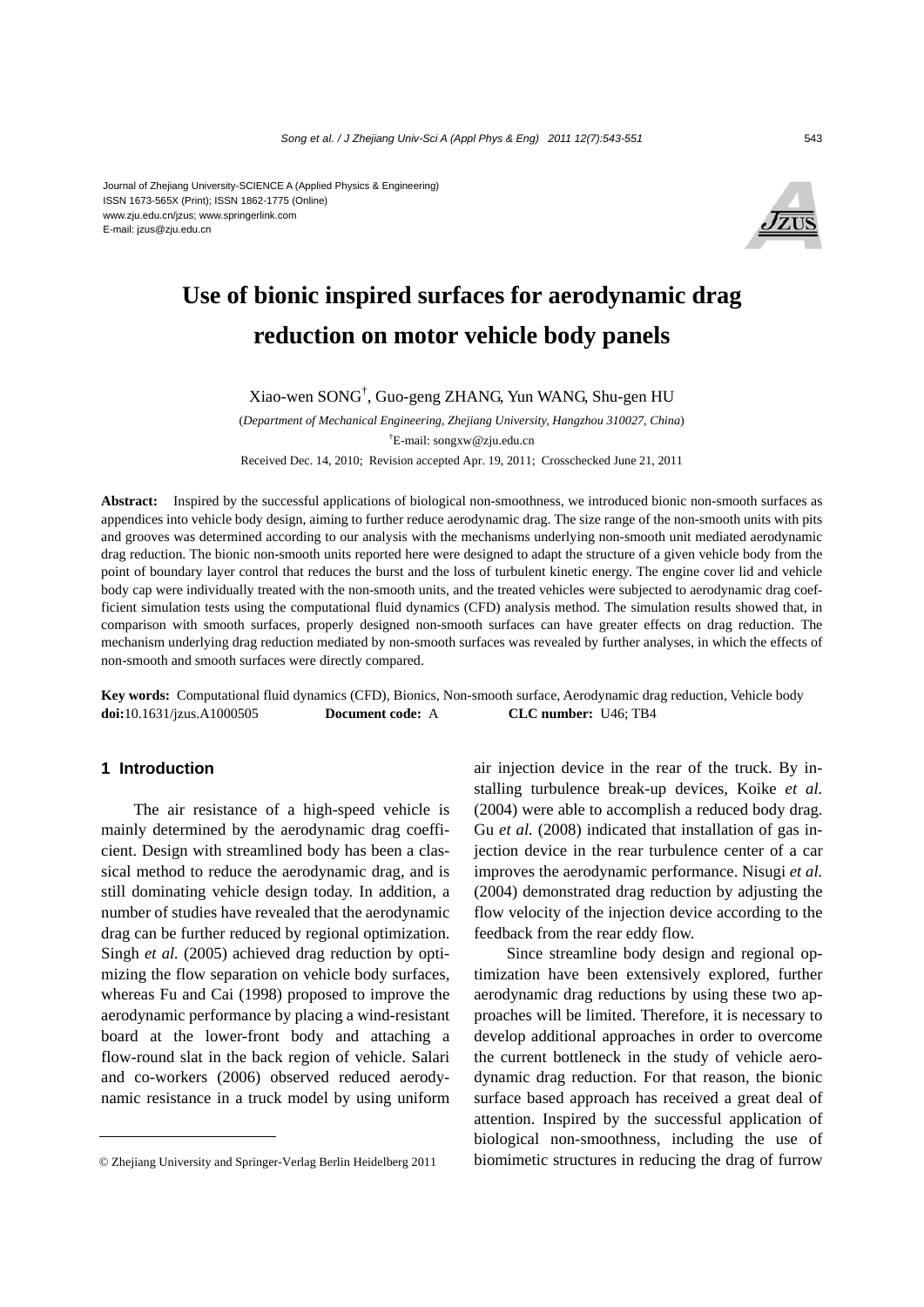Journal of Zhejiang University-SCIENCE A (Applied Physics & Engineering)
ISSN 1673-565X (Print); ISSN 1862-1775 (Online)
www.zju.edu.cn/jzus; www.springerlink.com
E-mail: jzus@zju.edu.cn

# Use of bionic inspired surfaces for aerodynamic drag reduction on motor vehicle body panels

Xiao-wen SONG[†], Guo-geng ZHANG, Yun WANG, Shu-gen HU

(*Department of Mechanical Engineering, Zhejiang University, Hangzhou 310027, China*)

[†]E-mail: songxw@zju.edu.cn

Received Dec. 14, 2010; Revision accepted Apr. 19, 2011; Crosschecked June 21, 2011

**Abstract:** Inspired by the successful applications of biological non-smoothness, we introduced bionic non-smooth surfaces as appendices into vehicle body design, aiming to further reduce aerodynamic drag. The size range of the non-smooth units with pits and grooves was determined according to our analysis with the mechanisms underlying non-smooth unit mediated aerodynamic drag reduction. The bionic non-smooth units reported here were designed to adapt the structure of a given vehicle body from the point of boundary layer control that reduces the burst and the loss of turbulent kinetic energy. The engine cover lid and vehicle body cap were individually treated with the non-smooth units, and the treated vehicles were subjected to aerodynamic drag coefficient simulation tests using the computational fluid dynamics (CFD) analysis method. The simulation results showed that, in comparison with smooth surfaces, properly designed non-smooth surfaces can have greater effects on drag reduction. The mechanism underlying drag reduction mediated by non-smooth surfaces was revealed by further analyses, in which the effects of non-smooth and smooth surfaces were directly compared.

**Key words:** Computational fluid dynamics (CFD), Bionics, Non-smooth surface, Aerodynamic drag reduction, Vehicle body
**doi:**10.1631/jzus.A1000505 **Document code:** A **CLC number:** U46; TB4

## 1 Introduction

The air resistance of a high-speed vehicle is mainly determined by the aerodynamic drag coefficient. Design with streamlined body has been a classical method to reduce the aerodynamic drag, and is still dominating vehicle design today. In addition, a number of studies have revealed that the aerodynamic drag can be further reduced by regional optimization. Singh *et al.* (2005) achieved drag reduction by optimizing the flow separation on vehicle body surfaces, whereas Fu and Cai (1998) proposed to improve the aerodynamic performance by placing a wind-resistant board at the lower-front body and attaching a flow-round slat in the back region of vehicle. Salari and co-workers (2006) observed reduced aerodynamic resistance in a truck model by using uniform air injection device in the rear of the truck. By installing turbulence break-up devices, Koike *et al.* (2004) were able to accomplish a reduced body drag. Gu *et al.* (2008) indicated that installation of gas injection device in the rear turbulence center of a car improves the aerodynamic performance. Nisugi *et al.* (2004) demonstrated drag reduction by adjusting the flow velocity of the injection device according to the feedback from the rear eddy flow.

Since streamline body design and regional optimization have been extensively explored, further aerodynamic drag reductions by using these two approaches will be limited. Therefore, it is necessary to develop additional approaches in order to overcome the current bottleneck in the study of vehicle aerodynamic drag reduction. For that reason, the bionic surface based approach has received a great deal of attention. Inspired by the successful application of biological non-smoothness, including the use of biomimetic structures in reducing the drag of furrow

© Zhejiang University and Springer-Verlag Berlin Heidelberg 2011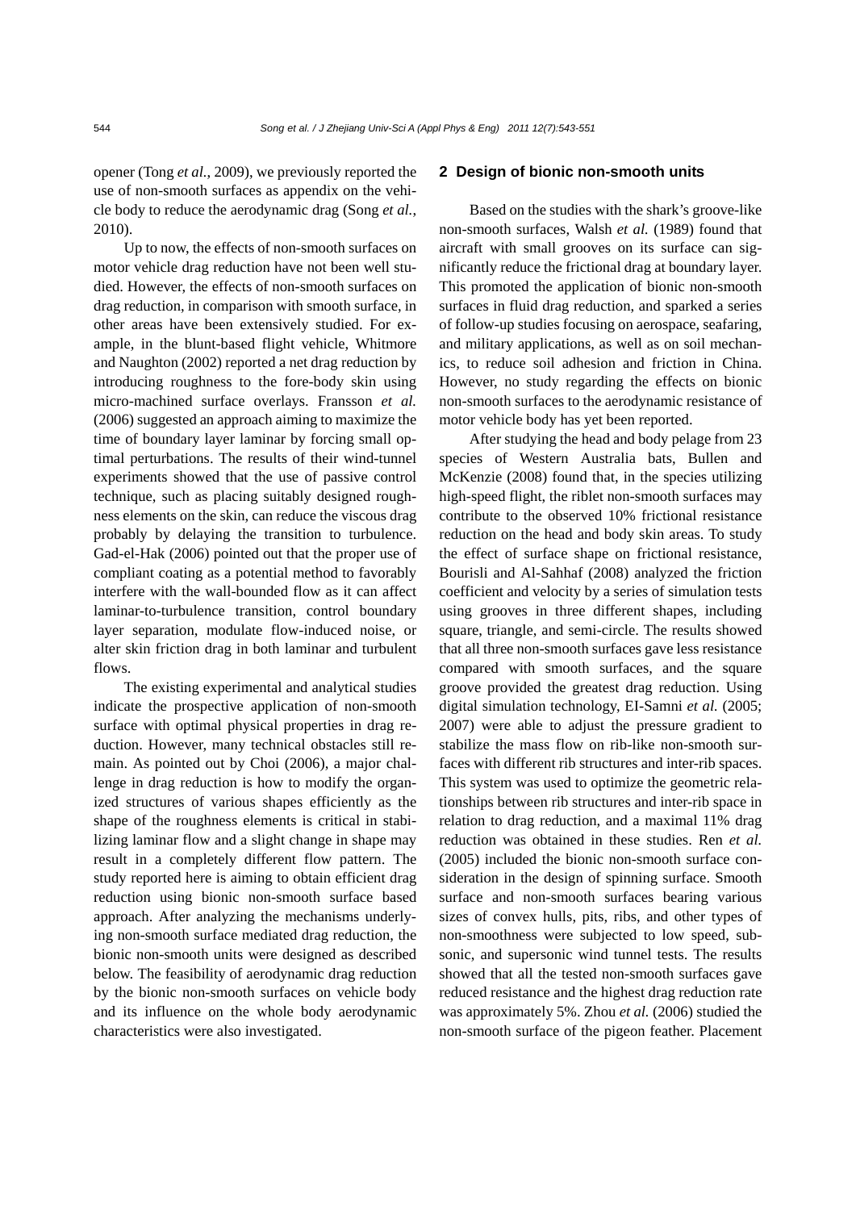opener (Tong *et al.*, 2009), we previously reported the use of non-smooth surfaces as appendix on the vehicle body to reduce the aerodynamic drag (Song *et al.*, 2010).

Up to now, the effects of non-smooth surfaces on motor vehicle drag reduction have not been well studied. However, the effects of non-smooth surfaces on drag reduction, in comparison with smooth surface, in other areas have been extensively studied. For example, in the blunt-based flight vehicle, Whitmore and Naughton (2002) reported a net drag reduction by introducing roughness to the fore-body skin using micro-machined surface overlays. Fransson *et al.* (2006) suggested an approach aiming to maximize the time of boundary layer laminar by forcing small optimal perturbations. The results of their wind-tunnel experiments showed that the use of passive control technique, such as placing suitably designed roughness elements on the skin, can reduce the viscous drag probably by delaying the transition to turbulence. Gad-el-Hak (2006) pointed out that the proper use of compliant coating as a potential method to favorably interfere with the wall-bounded flow as it can affect laminar-to-turbulence transition, control boundary layer separation, modulate flow-induced noise, or alter skin friction drag in both laminar and turbulent flows.

The existing experimental and analytical studies indicate the prospective application of non-smooth surface with optimal physical properties in drag reduction. However, many technical obstacles still remain. As pointed out by Choi (2006), a major challenge in drag reduction is how to modify the organized structures of various shapes efficiently as the shape of the roughness elements is critical in stabilizing laminar flow and a slight change in shape may result in a completely different flow pattern. The study reported here is aiming to obtain efficient drag reduction using bionic non-smooth surface based approach. After analyzing the mechanisms underlying non-smooth surface mediated drag reduction, the bionic non-smooth units were designed as described below. The feasibility of aerodynamic drag reduction by the bionic non-smooth surfaces on vehicle body and its influence on the whole body aerodynamic characteristics were also investigated.

## 2 Design of bionic non-smooth units

Based on the studies with the shark's groove-like non-smooth surfaces, Walsh *et al.* (1989) found that aircraft with small grooves on its surface can significantly reduce the frictional drag at boundary layer. This promoted the application of bionic non-smooth surfaces in fluid drag reduction, and sparked a series of follow-up studies focusing on aerospace, seafaring, and military applications, as well as on soil mechanics, to reduce soil adhesion and friction in China. However, no study regarding the effects on bionic non-smooth surfaces to the aerodynamic resistance of motor vehicle body has yet been reported.

After studying the head and body pelage from 23 species of Western Australia bats, Bullen and McKenzie (2008) found that, in the species utilizing high-speed flight, the riblet non-smooth surfaces may contribute to the observed 10% frictional resistance reduction on the head and body skin areas. To study the effect of surface shape on frictional resistance, Bourisli and Al-Sahhaf (2008) analyzed the friction coefficient and velocity by a series of simulation tests using grooves in three different shapes, including square, triangle, and semi-circle. The results showed that all three non-smooth surfaces gave less resistance compared with smooth surfaces, and the square groove provided the greatest drag reduction. Using digital simulation technology, EI-Samni *et al.* (2005; 2007) were able to adjust the pressure gradient to stabilize the mass flow on rib-like non-smooth surfaces with different rib structures and inter-rib spaces. This system was used to optimize the geometric relationships between rib structures and inter-rib space in relation to drag reduction, and a maximal 11% drag reduction was obtained in these studies. Ren *et al.* (2005) included the bionic non-smooth surface consideration in the design of spinning surface. Smooth surface and non-smooth surfaces bearing various sizes of convex hulls, pits, ribs, and other types of non-smoothness were subjected to low speed, subsonic, and supersonic wind tunnel tests. The results showed that all the tested non-smooth surfaces gave reduced resistance and the highest drag reduction rate was approximately 5%. Zhou *et al.* (2006) studied the non-smooth surface of the pigeon feather. Placement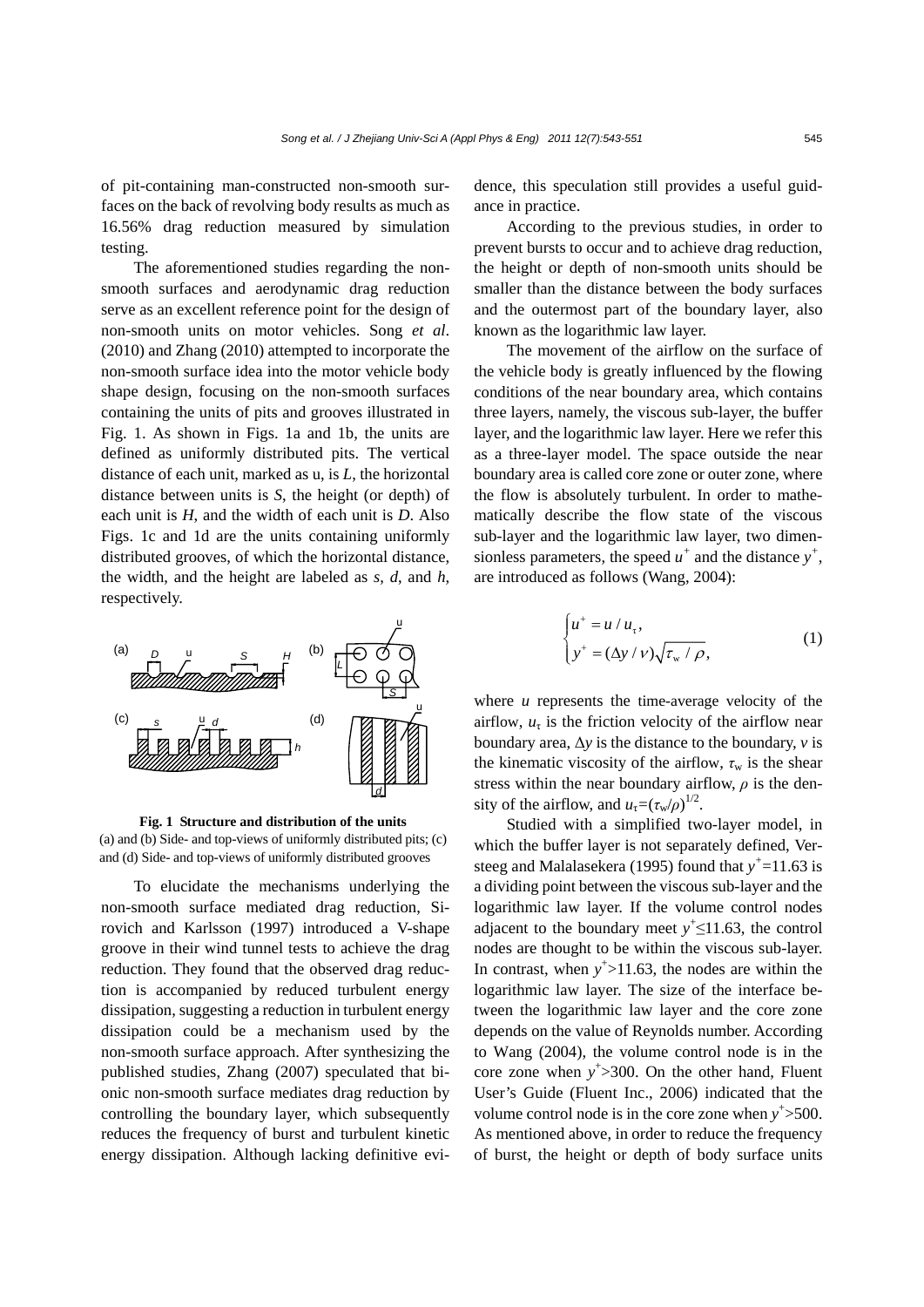of pit-containing man-constructed non-smooth surfaces on the back of revolving body results as much as 16.56% drag reduction measured by simulation testing.

The aforementioned studies regarding the non-smooth surfaces and aerodynamic drag reduction serve as an excellent reference point for the design of non-smooth units on motor vehicles. Song *et al*. (2010) and Zhang (2010) attempted to incorporate the non-smooth surface idea into the motor vehicle body shape design, focusing on the non-smooth surfaces containing the units of pits and grooves illustrated in Fig. 1. As shown in Figs. 1a and 1b, the units are defined as uniformly distributed pits. The vertical distance of each unit, marked as u, is *L*, the horizontal distance between units is *S*, the height (or depth) of each unit is *H*, and the width of each unit is *D*. Also Figs. 1c and 1d are the units containing uniformly distributed grooves, of which the horizontal distance, the width, and the height are labeled as *s*, *d*, and *h*, respectively.

(a) D u S H
(b) u L S
(c) s u d h
(d) u d

**Fig. 1 Structure and distribution of the units**
(a) and (b) Side- and top-views of uniformly distributed pits; (c) and (d) Side- and top-views of uniformly distributed grooves

To elucidate the mechanisms underlying the non-smooth surface mediated drag reduction, Sirovich and Karlsson (1997) introduced a V-shape groove in their wind tunnel tests to achieve the drag reduction. They found that the observed drag reduction is accompanied by reduced turbulent energy dissipation, suggesting a reduction in turbulent energy dissipation could be a mechanism used by the non-smooth surface approach. After synthesizing the published studies, Zhang (2007) speculated that bionic non-smooth surface mediates drag reduction by controlling the boundary layer, which subsequently reduces the frequency of burst and turbulent kinetic energy dissipation. Although lacking definitive evidence, this speculation still provides a useful guidance in practice.

According to the previous studies, in order to prevent bursts to occur and to achieve drag reduction, the height or depth of non-smooth units should be smaller than the distance between the body surfaces and the outermost part of the boundary layer, also known as the logarithmic law layer.

The movement of the airflow on the surface of the vehicle body is greatly influenced by the flowing conditions of the near boundary area, which contains three layers, namely, the viscous sub-layer, the buffer layer, and the logarithmic law layer. Here we refer this as a three-layer model. The space outside the near boundary area is called core zone or outer zone, where the flow is absolutely turbulent. In order to mathematically describe the flow state of the viscous sub-layer and the logarithmic law layer, two dimensionless parameters, the speed $u^+$ and the distance $y^+$, are introduced as follows (Wang, 2004):

$$\begin{cases} u^+ = u / u_\tau, \\ y^+ = (\Delta y / \nu)\sqrt{\tau_w / \rho}, \end{cases} \tag{1}$$

where $u$ represents the time-average velocity of the airflow, $u_\tau$ is the friction velocity of the airflow near boundary area, $\Delta y$ is the distance to the boundary, $\nu$ is the kinematic viscosity of the airflow, $\tau_w$ is the shear stress within the near boundary airflow, $\rho$ is the density of the airflow, and $u_\tau=(\tau_w/\rho)^{1/2}$.

Studied with a simplified two-layer model, in which the buffer layer is not separately defined, Versteeg and Malalasekera (1995) found that $y^+$=11.63 is a dividing point between the viscous sub-layer and the logarithmic law layer. If the volume control nodes adjacent to the boundary meet $y^+\leq11.63$, the control nodes are thought to be within the viscous sub-layer. In contrast, when $y^+>11.63$, the nodes are within the logarithmic law layer. The size of the interface between the logarithmic law layer and the core zone depends on the value of Reynolds number. According to Wang (2004), the volume control node is in the core zone when $y^+>300$. On the other hand, Fluent User's Guide (Fluent Inc., 2006) indicated that the volume control node is in the core zone when $y^+>500$. As mentioned above, in order to reduce the frequency of burst, the height or depth of body surface units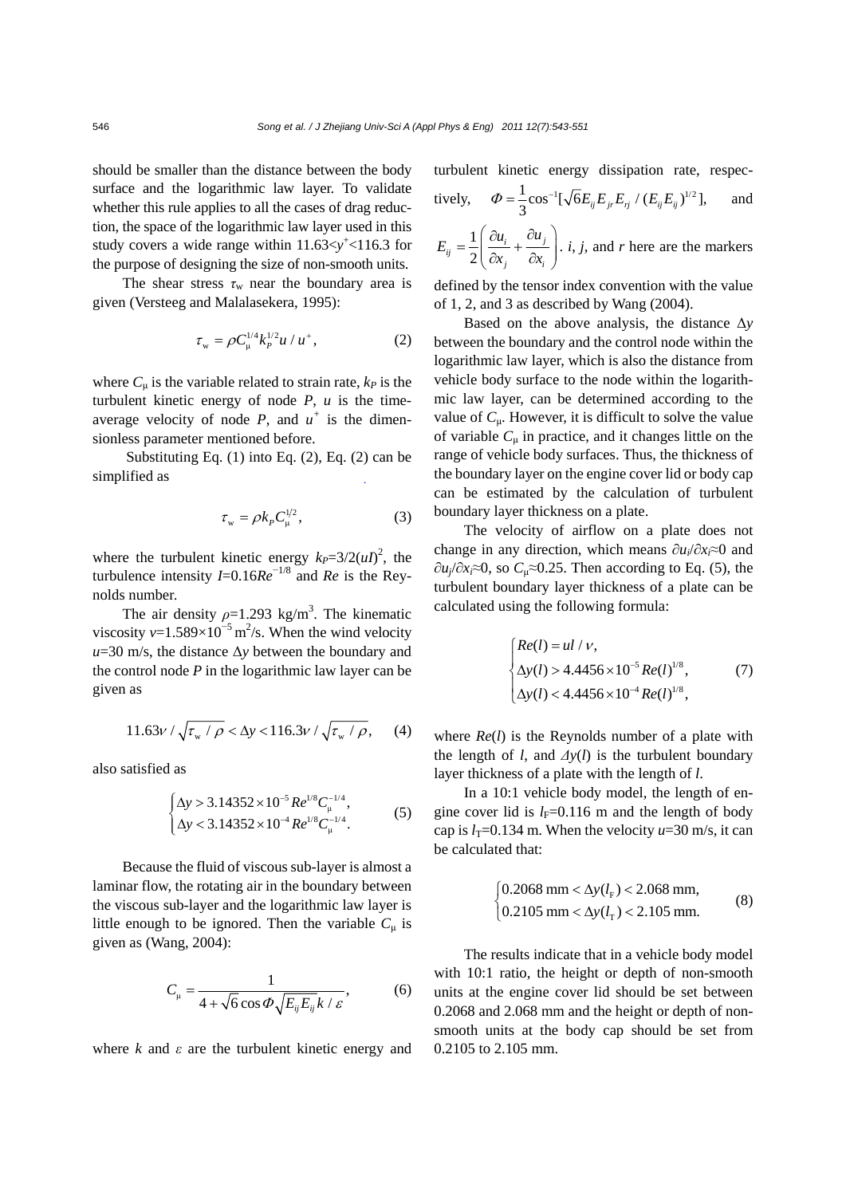should be smaller than the distance between the body surface and the logarithmic law layer. To validate whether this rule applies to all the cases of drag reduction, the space of the logarithmic law layer used in this study covers a wide range within $11.63<y^+<116.3$ for the purpose of designing the size of non-smooth units.

The shear stress $\tau_w$ near the boundary area is given (Versteeg and Malalasekera, 1995):

$$\tau_{\mathrm{w}}=\rho C_{\mu}^{1/4} k_{P}^{1/2} u / u^{+}, \tag{2}$$

where $C_\mu$ is the variable related to strain rate, $k_P$ is the turbulent kinetic energy of node $P$, $u$ is the time-average velocity of node $P$, and $u^+$ is the dimensionless parameter mentioned before.

Substituting Eq. (1) into Eq. (2), Eq. (2) can be simplified as

$$\tau_{\mathrm{w}}=\rho k_{P} C_{\mu}^{1/2}, \tag{3}$$

where the turbulent kinetic energy $k_P=3/2(uI)^2$, the turbulence intensity $I=0.16Re^{-1/8}$ and $Re$ is the Reynolds number.

The air density $\rho=1.293$ kg/m$^3$. The kinematic viscosity $v=1.589\times10^{-5}$ m$^2$/s. When the wind velocity $u=30$ m/s, the distance $\Delta y$ between the boundary and the control node $P$ in the logarithmic law layer can be given as

$$11.63 \nu / \sqrt{\tau_{\mathrm{w}} / \rho}<\Delta y<116.3 \nu / \sqrt{\tau_{\mathrm{w}} / \rho}, \tag{4}$$

also satisfied as

$$\begin{cases}\Delta y>3.14352\times10^{-5} Re^{1/8} C_{\mu}^{-1/4}, \\ \Delta y<3.14352\times10^{-4} Re^{1/8} C_{\mu}^{-1/4}.\end{cases} \tag{5}$$

Because the fluid of viscous sub-layer is almost a laminar flow, the rotating air in the boundary between the viscous sub-layer and the logarithmic law layer is little enough to be ignored. Then the variable $C_\mu$ is given as (Wang, 2004):

$$C_{\mu}=\frac{1}{4+\sqrt{6} \cos \Phi \sqrt{E_{ij} E_{ij}}\, k / \varepsilon}, \tag{6}$$

where $k$ and $\varepsilon$ are the turbulent kinetic energy and turbulent kinetic energy dissipation rate, respectively, $\Phi=\frac{1}{3}\cos^{-1}[\sqrt{6}E_{ij}E_{jr}E_{rj}/(E_{ij}E_{ij})^{1/2}]$, and $E_{ij}=\frac{1}{2}\left(\frac{\partial u_i}{\partial x_j}+\frac{\partial u_j}{\partial x_i}\right)$. $i$, $j$, and $r$ here are the markers defined by the tensor index convention with the value of 1, 2, and 3 as described by Wang (2004).

Based on the above analysis, the distance $\Delta y$ between the boundary and the control node within the logarithmic law layer, which is also the distance from vehicle body surface to the node within the logarithmic law layer, can be determined according to the value of $C_\mu$. However, it is difficult to solve the value of variable $C_\mu$ in practice, and it changes little on the range of vehicle body surfaces. Thus, the thickness of the boundary layer on the engine cover lid or body cap can be estimated by the calculation of turbulent boundary layer thickness on a plate.

The velocity of airflow on a plate does not change in any direction, which means $\partial u_i/\partial x_j\approx0$ and $\partial u_j/\partial x_i\approx0$, so $C_\mu\approx0.25$. Then according to Eq. (5), the turbulent boundary layer thickness of a plate can be calculated using the following formula:

$$\begin{cases}Re(l)=ul/\nu, \\ \Delta y(l)>4.4456\times10^{-5} Re(l)^{1/8}, \\ \Delta y(l)<4.4456\times10^{-4} Re(l)^{1/8},\end{cases} \tag{7}$$

where $Re(l)$ is the Reynolds number of a plate with the length of $l$, and $\Delta y(l)$ is the turbulent boundary layer thickness of a plate with the length of $l$.

In a 10:1 vehicle body model, the length of engine cover lid is $l_F=0.116$ m and the length of body cap is $l_T=0.134$ m. When the velocity $u=30$ m/s, it can be calculated that:

$$\begin{cases}0.2068\ \mathrm{mm}<\Delta y(l_{\mathrm{F}})<2.068\ \mathrm{mm}, \\ 0.2105\ \mathrm{mm}<\Delta y(l_{\mathrm{T}})<2.105\ \mathrm{mm}.\end{cases} \tag{8}$$

The results indicate that in a vehicle body model with 10:1 ratio, the height or depth of non-smooth units at the engine cover lid should be set between 0.2068 and 2.068 mm and the height or depth of non-smooth units at the body cap should be set from 0.2105 to 2.105 mm.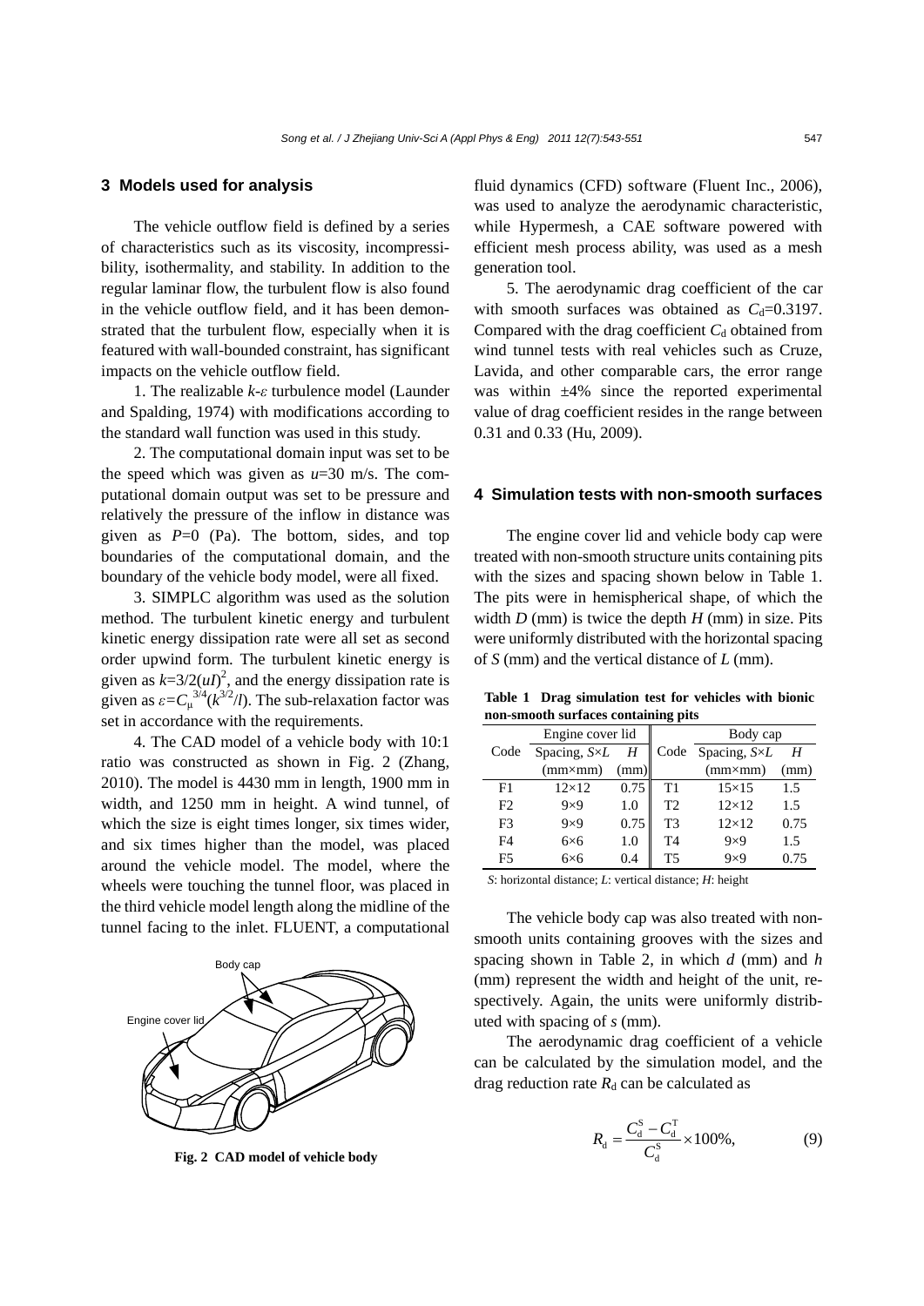## 3 Models used for analysis

The vehicle outflow field is defined by a series of characteristics such as its viscosity, incompressibility, isothermality, and stability. In addition to the regular laminar flow, the turbulent flow is also found in the vehicle outflow field, and it has been demonstrated that the turbulent flow, especially when it is featured with wall-bounded constraint, has significant impacts on the vehicle outflow field.

1. The realizable $k$-$\varepsilon$ turbulence model (Launder and Spalding, 1974) with modifications according to the standard wall function was used in this study.

2. The computational domain input was set to be the speed which was given as $u$=30 m/s. The computational domain output was set to be pressure and relatively the pressure of the inflow in distance was given as $P$=0 (Pa). The bottom, sides, and top boundaries of the computational domain, and the boundary of the vehicle body model, were all fixed.

3. SIMPLC algorithm was used as the solution method. The turbulent kinetic energy and turbulent kinetic energy dissipation rate were all set as second order upwind form. The turbulent kinetic energy is given as $k=3/2(uI)^2$, and the energy dissipation rate is given as $\varepsilon=C_\mu^{3/4}(k^{3/2}/l)$. The sub-relaxation factor was set in accordance with the requirements.

4. The CAD model of a vehicle body with 10:1 ratio was constructed as shown in Fig. 2 (Zhang, 2010). The model is 4430 mm in length, 1900 mm in width, and 1250 mm in height. A wind tunnel, of which the size is eight times longer, six times wider, and six times higher than the model, was placed around the vehicle model. The model, where the wheels were touching the tunnel floor, was placed in the third vehicle model length along the midline of the tunnel facing to the inlet. FLUENT, a computational fluid dynamics (CFD) software (Fluent Inc., 2006), was used to analyze the aerodynamic characteristic, while Hypermesh, a CAE software powered with efficient mesh process ability, was used as a mesh generation tool.

Body cap

Engine cover lid

**Fig. 2 CAD model of vehicle body**

5. The aerodynamic drag coefficient of the car with smooth surfaces was obtained as $C_d$=0.3197. Compared with the drag coefficient $C_d$ obtained from wind tunnel tests with real vehicles such as Cruze, Lavida, and other comparable cars, the error range was within ±4% since the reported experimental value of drag coefficient resides in the range between 0.31 and 0.33 (Hu, 2009).

## 4 Simulation tests with non-smooth surfaces

The engine cover lid and vehicle body cap were treated with non-smooth structure units containing pits with the sizes and spacing shown below in Table 1. The pits were in hemispherical shape, of which the width $D$ (mm) is twice the depth $H$ (mm) in size. Pits were uniformly distributed with the horizontal spacing of $S$ (mm) and the vertical distance of $L$ (mm).

**Table 1 Drag simulation test for vehicles with bionic non-smooth surfaces containing pits**

| Code | Engine cover lid | | Code | Body cap | |
|---|---|---|---|---|---|
| | Spacing, $S$×$L$ (mm×mm) | $H$ (mm) | | Spacing, $S$×$L$ (mm×mm) | $H$ (mm) |
| F1 | 12×12 | 0.75 | T1 | 15×15 | 1.5 |
| F2 | 9×9 | 1.0 | T2 | 12×12 | 1.5 |
| F3 | 9×9 | 0.75 | T3 | 12×12 | 0.75 |
| F4 | 6×6 | 1.0 | T4 | 9×9 | 1.5 |
| F5 | 6×6 | 0.4 | T5 | 9×9 | 0.75 |

$S$: horizontal distance; $L$: vertical distance; $H$: height

The vehicle body cap was also treated with non-smooth units containing grooves with the sizes and spacing shown in Table 2, in which $d$ (mm) and $h$ (mm) represent the width and height of the unit, respectively. Again, the units were uniformly distributed with spacing of $s$ (mm).

The aerodynamic drag coefficient of a vehicle can be calculated by the simulation model, and the drag reduction rate $R_d$ can be calculated as

$$R_d = \frac{C_d^S - C_d^T}{C_d^S} \times 100\%, \tag{9}$$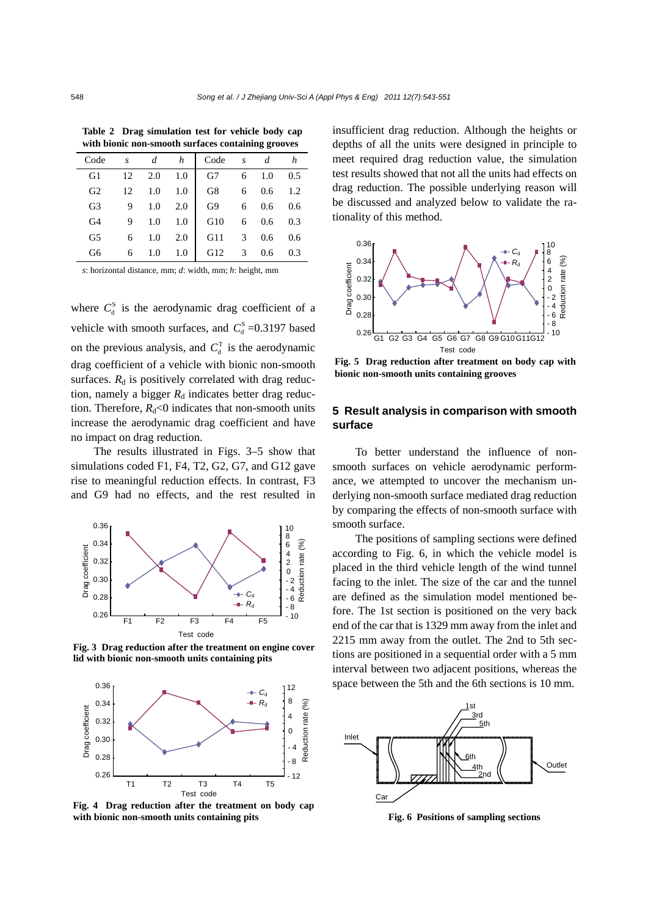**Table 2 Drag simulation test for vehicle body cap with bionic non-smooth surfaces containing grooves**

| Code | *s* | *d* | *h* | Code | *s* | *d* | *h* |
|---|---|---|---|---|---|---|---|
| G1 | 12 | 2.0 | 1.0 | G7 | 6 | 1.0 | 0.5 |
| G2 | 12 | 1.0 | 1.0 | G8 | 6 | 0.6 | 1.2 |
| G3 | 9 | 1.0 | 2.0 | G9 | 6 | 0.6 | 0.6 |
| G4 | 9 | 1.0 | 1.0 | G10 | 6 | 0.6 | 0.3 |
| G5 | 6 | 1.0 | 2.0 | G11 | 3 | 0.6 | 0.6 |
| G6 | 6 | 1.0 | 1.0 | G12 | 3 | 0.6 | 0.3 |

*s*: horizontal distance, mm; *d*: width, mm; *h*: height, mm

where $C_d^S$ is the aerodynamic drag coefficient of a vehicle with smooth surfaces, and $C_d^S$=0.3197 based on the previous analysis, and $C_d^T$ is the aerodynamic drag coefficient of a vehicle with bionic non-smooth surfaces. $R_d$ is positively correlated with drag reduction, namely a bigger $R_d$ indicates better drag reduction. Therefore, $R_d$<0 indicates that non-smooth units increase the aerodynamic drag coefficient and have no impact on drag reduction.

The results illustrated in Figs. 3–5 show that simulations coded F1, F4, T2, G2, G7, and G12 gave rise to meaningful reduction effects. In contrast, F3 and G9 had no effects, and the rest resulted in insufficient drag reduction. Although the heights or depths of all the units were designed in principle to meet required drag reduction value, the simulation test results showed that not all the units had effects on drag reduction. The possible underlying reason will be discussed and analyzed below to validate the rationality of this method.

**Fig. 3 Drag reduction after the treatment on engine cover lid with bionic non-smooth units containing pits**

**Fig. 4 Drag reduction after the treatment on body cap with bionic non-smooth units containing pits**

**Fig. 5 Drag reduction after treatment on body cap with bionic non-smooth units containing grooves**

## 5 Result analysis in comparison with smooth surface

To better understand the influence of non-smooth surfaces on vehicle aerodynamic performance, we attempted to uncover the mechanism underlying non-smooth surface mediated drag reduction by comparing the effects of non-smooth surface with smooth surface.

The positions of sampling sections were defined according to Fig. 6, in which the vehicle model is placed in the third vehicle length of the wind tunnel facing to the inlet. The size of the car and the tunnel are defined as the simulation model mentioned before. The 1st section is positioned on the very back end of the car that is 1329 mm away from the inlet and 2215 mm away from the outlet. The 2nd to 5th sections are positioned in a sequential order with a 5 mm interval between two adjacent positions, whereas the space between the 5th and the 6th sections is 10 mm.

**Fig. 6 Positions of sampling sections**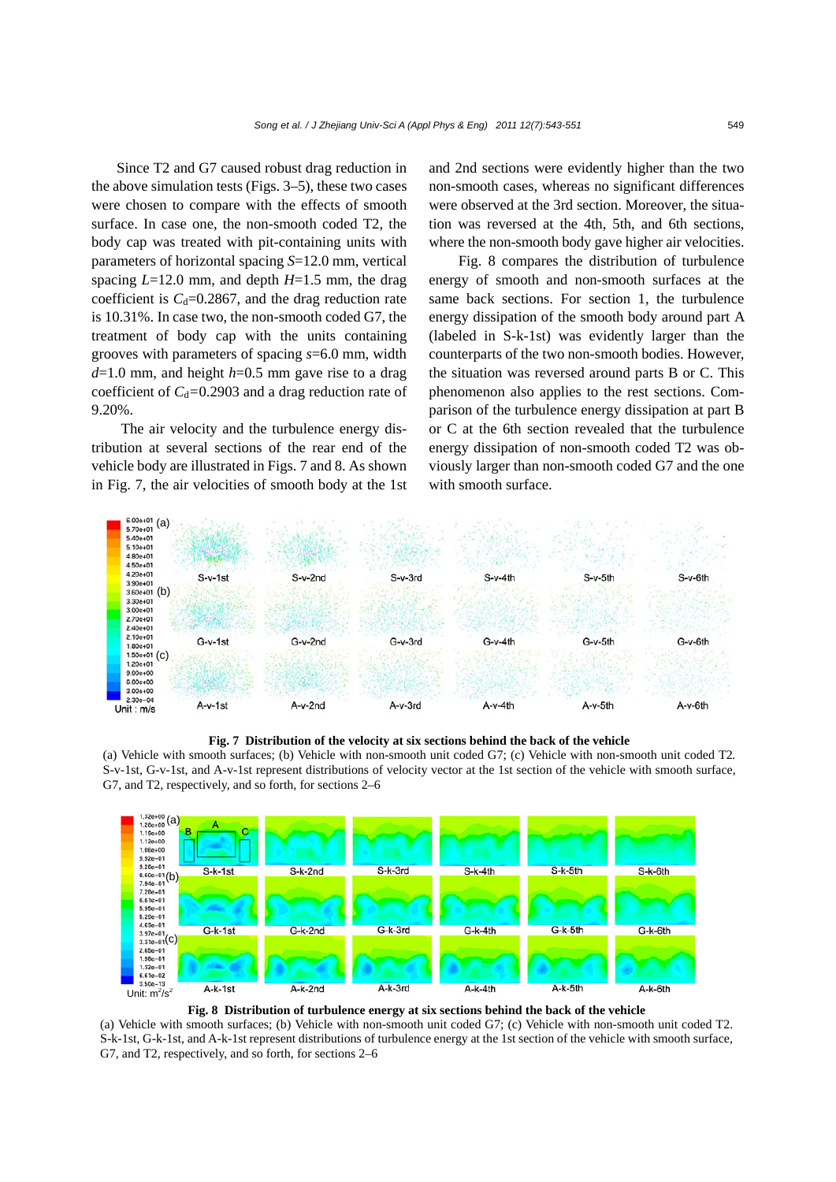Since T2 and G7 caused robust drag reduction in the above simulation tests (Figs. 3–5), these two cases were chosen to compare with the effects of smooth surface. In case one, the non-smooth coded T2, the body cap was treated with pit-containing units with parameters of horizontal spacing $S$=12.0 mm, vertical spacing $L$=12.0 mm, and depth $H$=1.5 mm, the drag coefficient is $C_d$=0.2867, and the drag reduction rate is 10.31%. In case two, the non-smooth coded G7, the treatment of body cap with the units containing grooves with parameters of spacing $s$=6.0 mm, width $d$=1.0 mm, and height $h$=0.5 mm gave rise to a drag coefficient of $C_d$=0.2903 and a drag reduction rate of 9.20%.

The air velocity and the turbulence energy distribution at several sections of the rear end of the vehicle body are illustrated in Figs. 7 and 8. As shown in Fig. 7, the air velocities of smooth body at the 1st and 2nd sections were evidently higher than the two non-smooth cases, whereas no significant differences were observed at the 3rd section. Moreover, the situation was reversed at the 4th, 5th, and 6th sections, where the non-smooth body gave higher air velocities.

Fig. 8 compares the distribution of turbulence energy of smooth and non-smooth surfaces at the same back sections. For section 1, the turbulence energy dissipation of the smooth body around part A (labeled in S-k-1st) was evidently larger than the counterparts of the two non-smooth bodies. However, the situation was reversed around parts B or C. This phenomenon also applies to the rest sections. Comparison of the turbulence energy dissipation at part B or C at the 6th section revealed that the turbulence energy dissipation of non-smooth coded T2 was obviously larger than non-smooth coded G7 and the one with smooth surface.

**Fig. 7 Distribution of the velocity at six sections behind the back of the vehicle**

(a) Vehicle with smooth surfaces; (b) Vehicle with non-smooth unit coded G7; (c) Vehicle with non-smooth unit coded T2. S-v-1st, G-v-1st, and A-v-1st represent distributions of velocity vector at the 1st section of the vehicle with smooth surface, G7, and T2, respectively, and so forth, for sections 2–6

**Fig. 8 Distribution of turbulence energy at six sections behind the back of the vehicle**

(a) Vehicle with smooth surfaces; (b) Vehicle with non-smooth unit coded G7; (c) Vehicle with non-smooth unit coded T2. S-k-1st, G-k-1st, and A-k-1st represent distributions of turbulence energy at the 1st section of the vehicle with smooth surface, G7, and T2, respectively, and so forth, for sections 2–6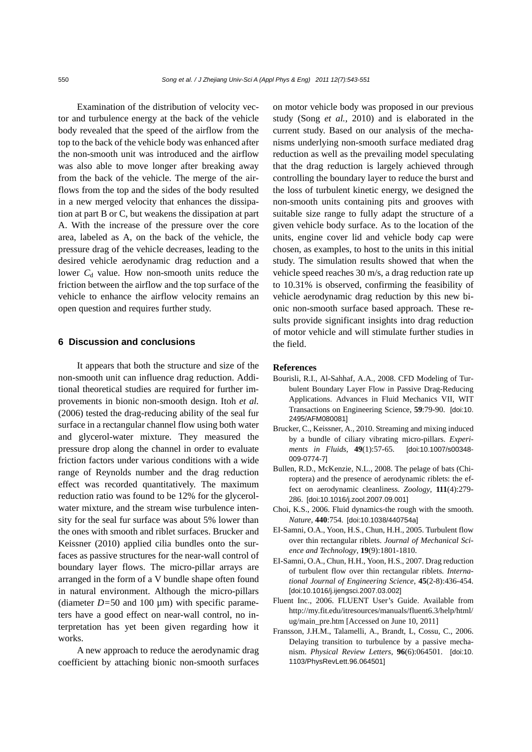Examination of the distribution of velocity vector and turbulence energy at the back of the vehicle body revealed that the speed of the airflow from the top to the back of the vehicle body was enhanced after the non-smooth unit was introduced and the airflow was also able to move longer after breaking away from the back of the vehicle. The merge of the airflows from the top and the sides of the body resulted in a new merged velocity that enhances the dissipation at part B or C, but weakens the dissipation at part A. With the increase of the pressure over the core area, labeled as A, on the back of the vehicle, the pressure drag of the vehicle decreases, leading to the desired vehicle aerodynamic drag reduction and a lower $C_d$ value. How non-smooth units reduce the friction between the airflow and the top surface of the vehicle to enhance the airflow velocity remains an open question and requires further study.

## 6 Discussion and conclusions

It appears that both the structure and size of the non-smooth unit can influence drag reduction. Additional theoretical studies are required for further improvements in bionic non-smooth design. Itoh *et al.* (2006) tested the drag-reducing ability of the seal fur surface in a rectangular channel flow using both water and glycerol-water mixture. They measured the pressure drop along the channel in order to evaluate friction factors under various conditions with a wide range of Reynolds number and the drag reduction effect was recorded quantitatively. The maximum reduction ratio was found to be 12% for the glycerol-water mixture, and the stream wise turbulence intensity for the seal fur surface was about 5% lower than the ones with smooth and riblet surfaces. Brucker and Keissner (2010) applied cilia bundles onto the surfaces as passive structures for the near-wall control of boundary layer flows. The micro-pillar arrays are arranged in the form of a V bundle shape often found in natural environment. Although the micro-pillars (diameter $D$=50 and 100 μm) with specific parameters have a good effect on near-wall control, no interpretation has yet been given regarding how it works.

A new approach to reduce the aerodynamic drag coefficient by attaching bionic non-smooth surfaces on motor vehicle body was proposed in our previous study (Song *et al.*, 2010) and is elaborated in the current study. Based on our analysis of the mechanisms underlying non-smooth surface mediated drag reduction as well as the prevailing model speculating that the drag reduction is largely achieved through controlling the boundary layer to reduce the burst and the loss of turbulent kinetic energy, we designed the non-smooth units containing pits and grooves with suitable size range to fully adapt the structure of a given vehicle body surface. As to the location of the units, engine cover lid and vehicle body cap were chosen, as examples, to host to the units in this initial study. The simulation results showed that when the vehicle speed reaches 30 m/s, a drag reduction rate up to 10.31% is observed, confirming the feasibility of vehicle aerodynamic drag reduction by this new bionic non-smooth surface based approach. These results provide significant insights into drag reduction of motor vehicle and will stimulate further studies in the field.

## References

Bourisli, R.I., Al-Sahhaf, A.A., 2008. CFD Modeling of Turbulent Boundary Layer Flow in Passive Drag-Reducing Applications. Advances in Fluid Mechanics VII, WIT Transactions on Engineering Science, **59**:79-90. [doi:10.2495/AFM080081]

Brucker, C., Keissner, A., 2010. Streaming and mixing induced by a bundle of ciliary vibrating micro-pillars. *Experiments in Fluids*, **49**(1):57-65. [doi:10.1007/s00348-009-0774-7]

Bullen, R.D., McKenzie, N.L., 2008. The pelage of bats (Chiroptera) and the presence of aerodynamic riblets: the effect on aerodynamic cleanliness. *Zoology*, **111**(4):279-286. [doi:10.1016/j.zool.2007.09.001]

Choi, K.S., 2006. Fluid dynamics-the rough with the smooth. *Nature*, **440**:754. [doi:10.1038/440754a]

EI-Samni, O.A., Yoon, H.S., Chun, H.H., 2005. Turbulent flow over thin rectangular riblets. *Journal of Mechanical Science and Technology*, **19**(9):1801-1810.

EI-Samni, O.A., Chun, H.H., Yoon, H.S., 2007. Drag reduction of turbulent flow over thin rectangular riblets. *International Journal of Engineering Science*, **45**(2-8):436-454. [doi:10.1016/j.ijengsci.2007.03.002]

Fluent Inc., 2006. FLUENT User's Guide. Available from http://my.fit.edu/itresources/manuals/fluent6.3/help/html/ug/main_pre.htm [Accessed on June 10, 2011]

Fransson, J.H.M., Talamelli, A., Brandt, L, Cossu, C., 2006. Delaying transition to turbulence by a passive mechanism. *Physical Review Letters*, **96**(6):064501. [doi:10.1103/PhysRevLett.96.064501]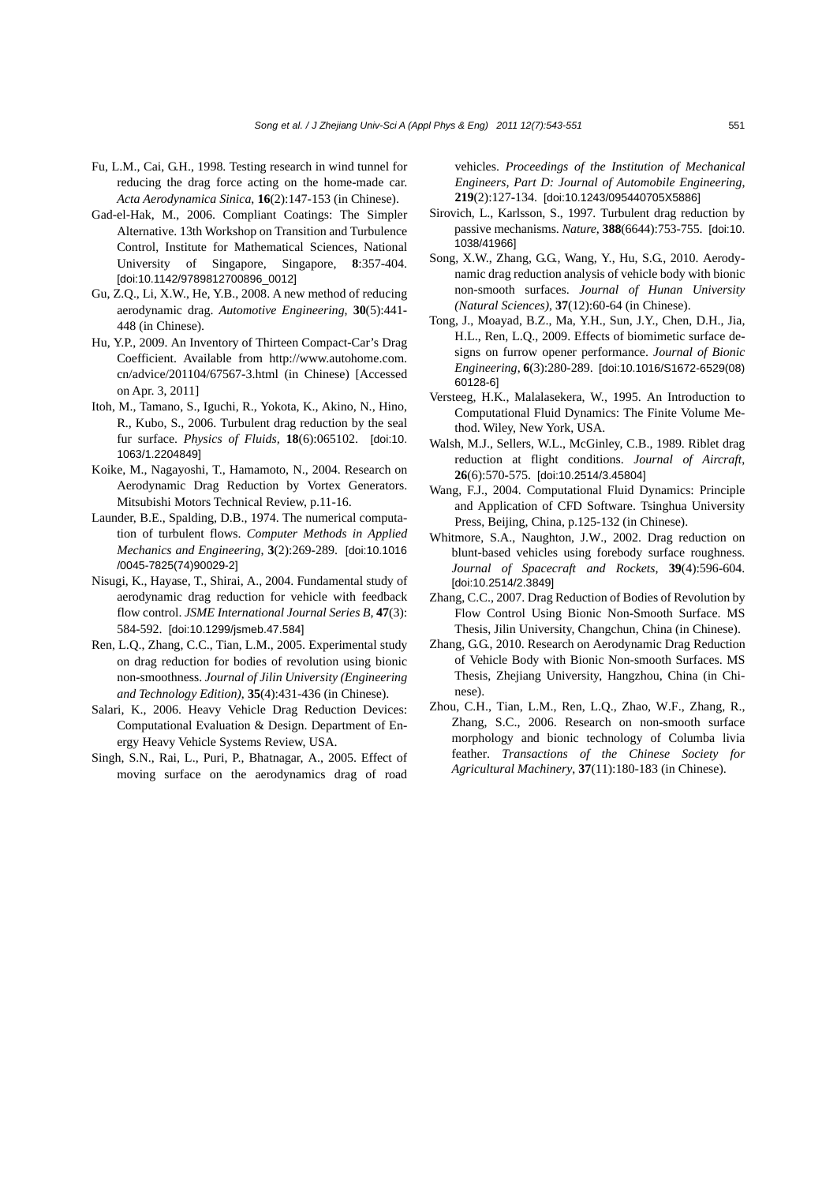Fu, L.M., Cai, G.H., 1998. Testing research in wind tunnel for reducing the drag force acting on the home-made car. *Acta Aerodynamica Sinica*, **16**(2):147-153 (in Chinese).

Gad-el-Hak, M., 2006. Compliant Coatings: The Simpler Alternative. 13th Workshop on Transition and Turbulence Control, Institute for Mathematical Sciences, National University of Singapore, Singapore, **8**:357-404. [doi:10.1142/9789812700896_0012]

Gu, Z.Q., Li, X.W., He, Y.B., 2008. A new method of reducing aerodynamic drag. *Automotive Engineering*, **30**(5):441-448 (in Chinese).

Hu, Y.P., 2009. An Inventory of Thirteen Compact-Car's Drag Coefficient. Available from http://www.autohome.com.cn/advice/201104/67567-3.html (in Chinese) [Accessed on Apr. 3, 2011]

Itoh, M., Tamano, S., Iguchi, R., Yokota, K., Akino, N., Hino, R., Kubo, S., 2006. Turbulent drag reduction by the seal fur surface. *Physics of Fluids*, **18**(6):065102. [doi:10.1063/1.2204849]

Koike, M., Nagayoshi, T., Hamamoto, N., 2004. Research on Aerodynamic Drag Reduction by Vortex Generators. Mitsubishi Motors Technical Review, p.11-16.

Launder, B.E., Spalding, D.B., 1974. The numerical computation of turbulent flows. *Computer Methods in Applied Mechanics and Engineering*, **3**(2):269-289. [doi:10.1016/0045-7825(74)90029-2]

Nisugi, K., Hayase, T., Shirai, A., 2004. Fundamental study of aerodynamic drag reduction for vehicle with feedback flow control. *JSME International Journal Series B*, **47**(3):584-592. [doi:10.1299/jsmeb.47.584]

Ren, L.Q., Zhang, C.C., Tian, L.M., 2005. Experimental study on drag reduction for bodies of revolution using bionic non-smoothness. *Journal of Jilin University (Engineering and Technology Edition)*, **35**(4):431-436 (in Chinese).

Salari, K., 2006. Heavy Vehicle Drag Reduction Devices: Computational Evaluation & Design. Department of Energy Heavy Vehicle Systems Review, USA.

Singh, S.N., Rai, L., Puri, P., Bhatnagar, A., 2005. Effect of moving surface on the aerodynamics drag of road vehicles. *Proceedings of the Institution of Mechanical Engineers, Part D: Journal of Automobile Engineering*, **219**(2):127-134. [doi:10.1243/095440705X5886]

Sirovich, L., Karlsson, S., 1997. Turbulent drag reduction by passive mechanisms. *Nature*, **388**(6644):753-755. [doi:10.1038/41966]

Song, X.W., Zhang, G.G., Wang, Y., Hu, S.G., 2010. Aerodynamic drag reduction analysis of vehicle body with bionic non-smooth surfaces. *Journal of Hunan University (Natural Sciences)*, **37**(12):60-64 (in Chinese).

Tong, J., Moayad, B.Z., Ma, Y.H., Sun, J.Y., Chen, D.H., Jia, H.L., Ren, L.Q., 2009. Effects of biomimetic surface designs on furrow opener performance. *Journal of Bionic Engineering*, **6**(3):280-289. [doi:10.1016/S1672-6529(08)60128-6]

Versteeg, H.K., Malalasekera, W., 1995. An Introduction to Computational Fluid Dynamics: The Finite Volume Method. Wiley, New York, USA.

Walsh, M.J., Sellers, W.L., McGinley, C.B., 1989. Riblet drag reduction at flight conditions. *Journal of Aircraft*, **26**(6):570-575. [doi:10.2514/3.45804]

Wang, F.J., 2004. Computational Fluid Dynamics: Principle and Application of CFD Software. Tsinghua University Press, Beijing, China, p.125-132 (in Chinese).

Whitmore, S.A., Naughton, J.W., 2002. Drag reduction on blunt-based vehicles using forebody surface roughness. *Journal of Spacecraft and Rockets*, **39**(4):596-604. [doi:10.2514/2.3849]

Zhang, C.C., 2007. Drag Reduction of Bodies of Revolution by Flow Control Using Bionic Non-Smooth Surface. MS Thesis, Jilin University, Changchun, China (in Chinese).

Zhang, G.G., 2010. Research on Aerodynamic Drag Reduction of Vehicle Body with Bionic Non-smooth Surfaces. MS Thesis, Zhejiang University, Hangzhou, China (in Chinese).

Zhou, C.H., Tian, L.M., Ren, L.Q., Zhao, W.F., Zhang, R., Zhang, S.C., 2006. Research on non-smooth surface morphology and bionic technology of Columba livia feather. *Transactions of the Chinese Society for Agricultural Machinery*, **37**(11):180-183 (in Chinese).